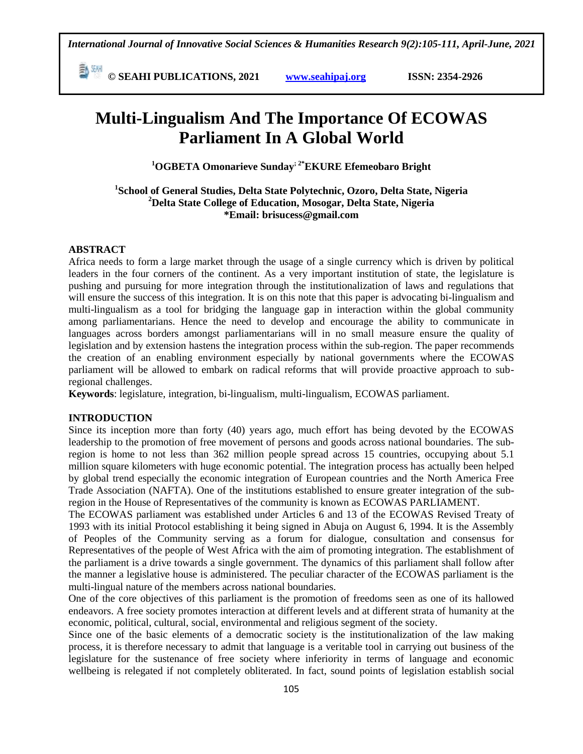# Multi-Lingualism And The Importance Of ECOWAS Parliament In A Global World

**[1]OGBETA Omonarieve Sunday; [2*]EKURE Efemeobaro Bright**

**[1]School of General Studies, Delta State Polytechnic, Ozoro, Delta State, Nigeria**
**[2]Delta State College of Education, Mosogar, Delta State, Nigeria**
***Email: brisucess@gmail.com**

## ABSTRACT

Africa needs to form a large market through the usage of a single currency which is driven by political leaders in the four corners of the continent. As a very important institution of state, the legislature is pushing and pursuing for more integration through the institutionalization of laws and regulations that will ensure the success of this integration. It is on this note that this paper is advocating bi-lingualism and multi-lingualism as a tool for bridging the language gap in interaction within the global community among parliamentarians. Hence the need to develop and encourage the ability to communicate in languages across borders amongst parliamentarians will in no small measure ensure the quality of legislation and by extension hastens the integration process within the sub-region. The paper recommends the creation of an enabling environment especially by national governments where the ECOWAS parliament will be allowed to embark on radical reforms that will provide proactive approach to sub-regional challenges.

**Keywords**: legislature, integration, bi-lingualism, multi-lingualism, ECOWAS parliament.

## INTRODUCTION

Since its inception more than forty (40) years ago, much effort has being devoted by the ECOWAS leadership to the promotion of free movement of persons and goods across national boundaries. The sub-region is home to not less than 362 million people spread across 15 countries, occupying about 5.1 million square kilometers with huge economic potential. The integration process has actually been helped by global trend especially the economic integration of European countries and the North America Free Trade Association (NAFTA). One of the institutions established to ensure greater integration of the sub-region in the House of Representatives of the community is known as ECOWAS PARLIAMENT.

The ECOWAS parliament was established under Articles 6 and 13 of the ECOWAS Revised Treaty of 1993 with its initial Protocol establishing it being signed in Abuja on August 6, 1994. It is the Assembly of Peoples of the Community serving as a forum for dialogue, consultation and consensus for Representatives of the people of West Africa with the aim of promoting integration. The establishment of the parliament is a drive towards a single government. The dynamics of this parliament shall follow after the manner a legislative house is administered. The peculiar character of the ECOWAS parliament is the multi-lingual nature of the members across national boundaries.

One of the core objectives of this parliament is the promotion of freedoms seen as one of its hallowed endeavors. A free society promotes interaction at different levels and at different strata of humanity at the economic, political, cultural, social, environmental and religious segment of the society.

Since one of the basic elements of a democratic society is the institutionalization of the law making process, it is therefore necessary to admit that language is a veritable tool in carrying out business of the legislature for the sustenance of free society where inferiority in terms of language and economic wellbeing is relegated if not completely obliterated. In fact, sound points of legislation establish social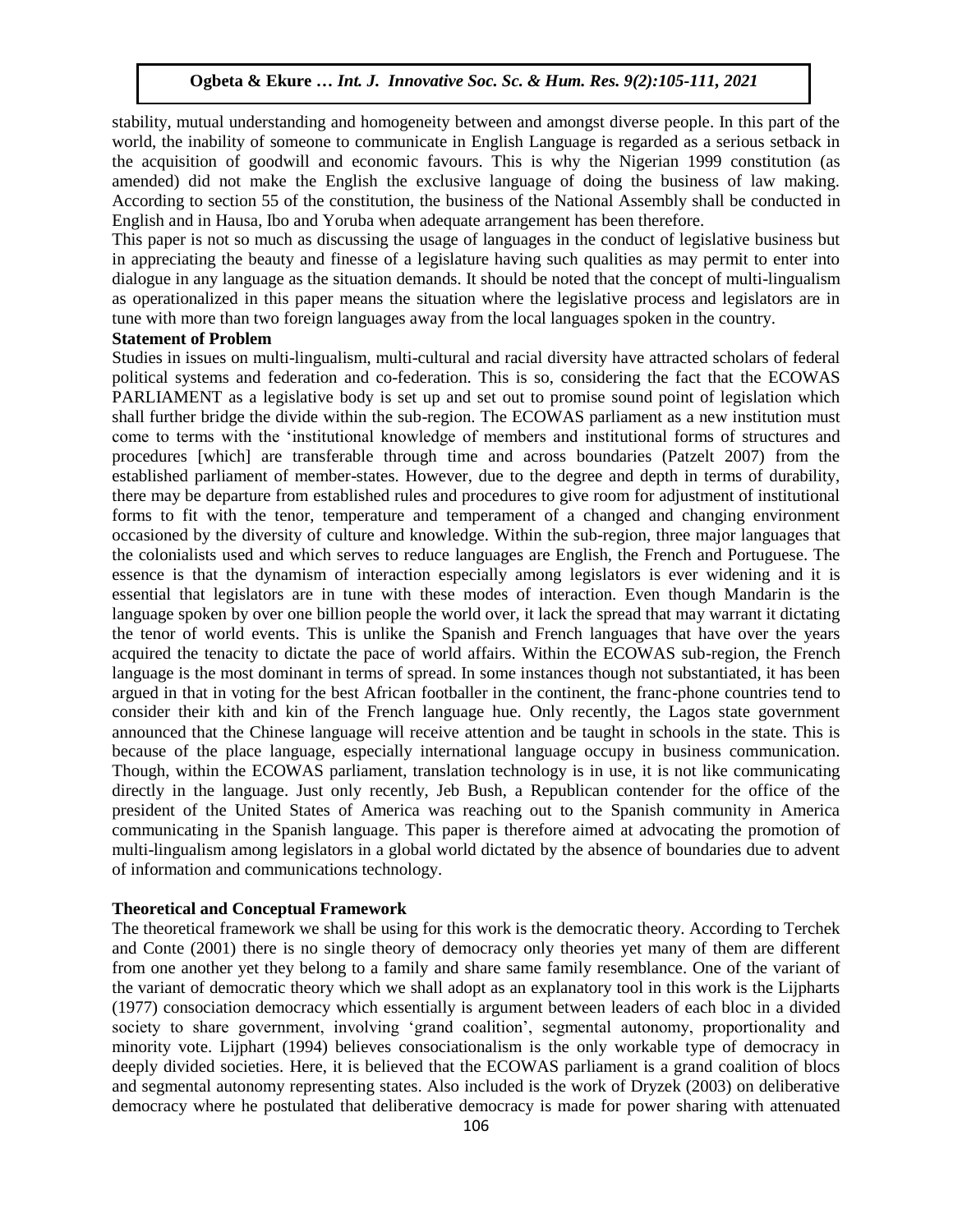stability, mutual understanding and homogeneity between and amongst diverse people. In this part of the world, the inability of someone to communicate in English Language is regarded as a serious setback in the acquisition of goodwill and economic favours. This is why the Nigerian 1999 constitution (as amended) did not make the English the exclusive language of doing the business of law making. According to section 55 of the constitution, the business of the National Assembly shall be conducted in English and in Hausa, Ibo and Yoruba when adequate arrangement has been therefore.

This paper is not so much as discussing the usage of languages in the conduct of legislative business but in appreciating the beauty and finesse of a legislature having such qualities as may permit to enter into dialogue in any language as the situation demands. It should be noted that the concept of multi-lingualism as operationalized in this paper means the situation where the legislative process and legislators are in tune with more than two foreign languages away from the local languages spoken in the country.

**Statement of Problem**

Studies in issues on multi-lingualism, multi-cultural and racial diversity have attracted scholars of federal political systems and federation and co-federation. This is so, considering the fact that the ECOWAS PARLIAMENT as a legislative body is set up and set out to promise sound point of legislation which shall further bridge the divide within the sub-region. The ECOWAS parliament as a new institution must come to terms with the 'institutional knowledge of members and institutional forms of structures and procedures [which] are transferable through time and across boundaries (Patzelt 2007) from the established parliament of member-states. However, due to the degree and depth in terms of durability, there may be departure from established rules and procedures to give room for adjustment of institutional forms to fit with the tenor, temperature and temperament of a changed and changing environment occasioned by the diversity of culture and knowledge. Within the sub-region, three major languages that the colonialists used and which serves to reduce languages are English, the French and Portuguese. The essence is that the dynamism of interaction especially among legislators is ever widening and it is essential that legislators are in tune with these modes of interaction. Even though Mandarin is the language spoken by over one billion people the world over, it lack the spread that may warrant it dictating the tenor of world events. This is unlike the Spanish and French languages that have over the years acquired the tenacity to dictate the pace of world affairs. Within the ECOWAS sub-region, the French language is the most dominant in terms of spread. In some instances though not substantiated, it has been argued in that in voting for the best African footballer in the continent, the franc-phone countries tend to consider their kith and kin of the French language hue. Only recently, the Lagos state government announced that the Chinese language will receive attention and be taught in schools in the state. This is because of the place language, especially international language occupy in business communication. Though, within the ECOWAS parliament, translation technology is in use, it is not like communicating directly in the language. Just only recently, Jeb Bush, a Republican contender for the office of the president of the United States of America was reaching out to the Spanish community in America communicating in the Spanish language. This paper is therefore aimed at advocating the promotion of multi-lingualism among legislators in a global world dictated by the absence of boundaries due to advent of information and communications technology.

**Theoretical and Conceptual Framework**

The theoretical framework we shall be using for this work is the democratic theory. According to Terchek and Conte (2001) there is no single theory of democracy only theories yet many of them are different from one another yet they belong to a family and share same family resemblance. One of the variant of the variant of democratic theory which we shall adopt as an explanatory tool in this work is the Lijpharts (1977) consociation democracy which essentially is argument between leaders of each bloc in a divided society to share government, involving 'grand coalition', segmental autonomy, proportionality and minority vote. Lijphart (1994) believes consociationalism is the only workable type of democracy in deeply divided societies. Here, it is believed that the ECOWAS parliament is a grand coalition of blocs and segmental autonomy representing states. Also included is the work of Dryzek (2003) on deliberative democracy where he postulated that deliberative democracy is made for power sharing with attenuated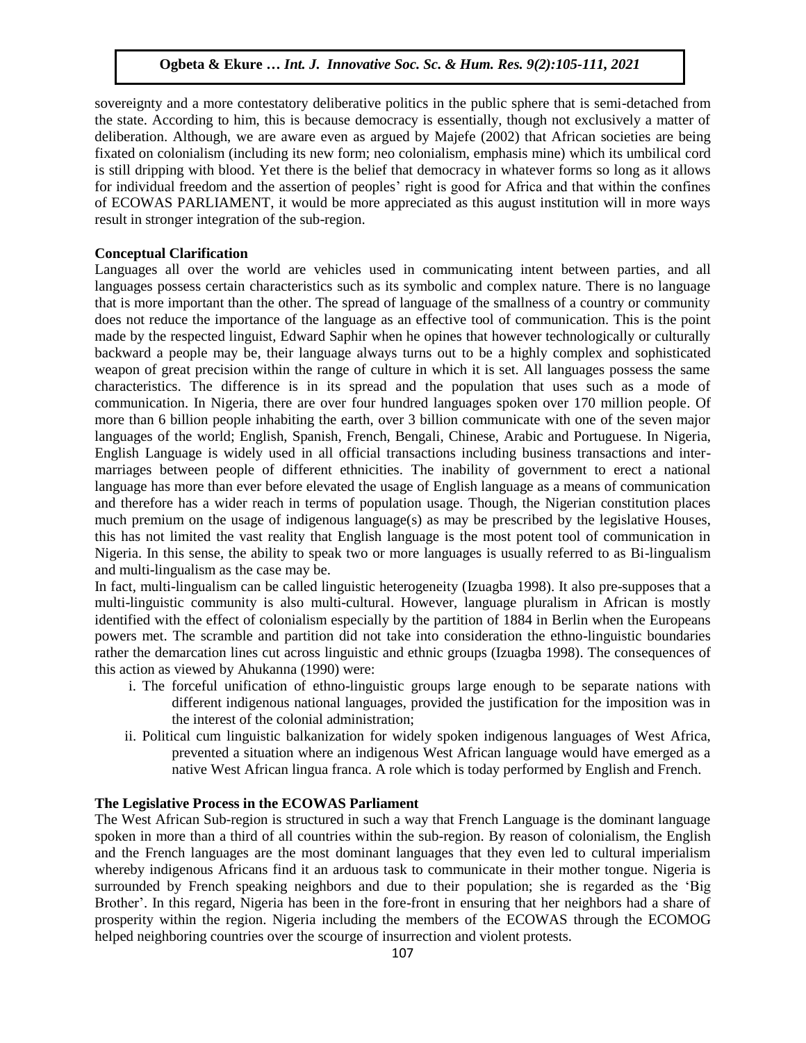sovereignty and a more contestatory deliberative politics in the public sphere that is semi-detached from the state. According to him, this is because democracy is essentially, though not exclusively a matter of deliberation. Although, we are aware even as argued by Majefe (2002) that African societies are being fixated on colonialism (including its new form; neo colonialism, emphasis mine) which its umbilical cord is still dripping with blood. Yet there is the belief that democracy in whatever forms so long as it allows for individual freedom and the assertion of peoples' right is good for Africa and that within the confines of ECOWAS PARLIAMENT, it would be more appreciated as this august institution will in more ways result in stronger integration of the sub-region.

**Conceptual Clarification**

Languages all over the world are vehicles used in communicating intent between parties, and all languages possess certain characteristics such as its symbolic and complex nature. There is no language that is more important than the other. The spread of language of the smallness of a country or community does not reduce the importance of the language as an effective tool of communication. This is the point made by the respected linguist, Edward Saphir when he opines that however technologically or culturally backward a people may be, their language always turns out to be a highly complex and sophisticated weapon of great precision within the range of culture in which it is set. All languages possess the same characteristics. The difference is in its spread and the population that uses such as a mode of communication. In Nigeria, there are over four hundred languages spoken over 170 million people. Of more than 6 billion people inhabiting the earth, over 3 billion communicate with one of the seven major languages of the world; English, Spanish, French, Bengali, Chinese, Arabic and Portuguese. In Nigeria, English Language is widely used in all official transactions including business transactions and inter-marriages between people of different ethnicities. The inability of government to erect a national language has more than ever before elevated the usage of English language as a means of communication and therefore has a wider reach in terms of population usage. Though, the Nigerian constitution places much premium on the usage of indigenous language(s) as may be prescribed by the legislative Houses, this has not limited the vast reality that English language is the most potent tool of communication in Nigeria. In this sense, the ability to speak two or more languages is usually referred to as Bi-lingualism and multi-lingualism as the case may be.

In fact, multi-lingualism can be called linguistic heterogeneity (Izuagba 1998). It also pre-supposes that a multi-linguistic community is also multi-cultural. However, language pluralism in African is mostly identified with the effect of colonialism especially by the partition of 1884 in Berlin when the Europeans powers met. The scramble and partition did not take into consideration the ethno-linguistic boundaries rather the demarcation lines cut across linguistic and ethnic groups (Izuagba 1998). The consequences of this action as viewed by Ahukanna (1990) were:

i. The forceful unification of ethno-linguistic groups large enough to be separate nations with different indigenous national languages, provided the justification for the imposition was in the interest of the colonial administration;
ii. Political cum linguistic balkanization for widely spoken indigenous languages of West Africa, prevented a situation where an indigenous West African language would have emerged as a native West African lingua franca. A role which is today performed by English and French.

**The Legislative Process in the ECOWAS Parliament**

The West African Sub-region is structured in such a way that French Language is the dominant language spoken in more than a third of all countries within the sub-region. By reason of colonialism, the English and the French languages are the most dominant languages that they even led to cultural imperialism whereby indigenous Africans find it an arduous task to communicate in their mother tongue. Nigeria is surrounded by French speaking neighbors and due to their population; she is regarded as the 'Big Brother'. In this regard, Nigeria has been in the fore-front in ensuring that her neighbors had a share of prosperity within the region. Nigeria including the members of the ECOWAS through the ECOMOG helped neighboring countries over the scourge of insurrection and violent protests.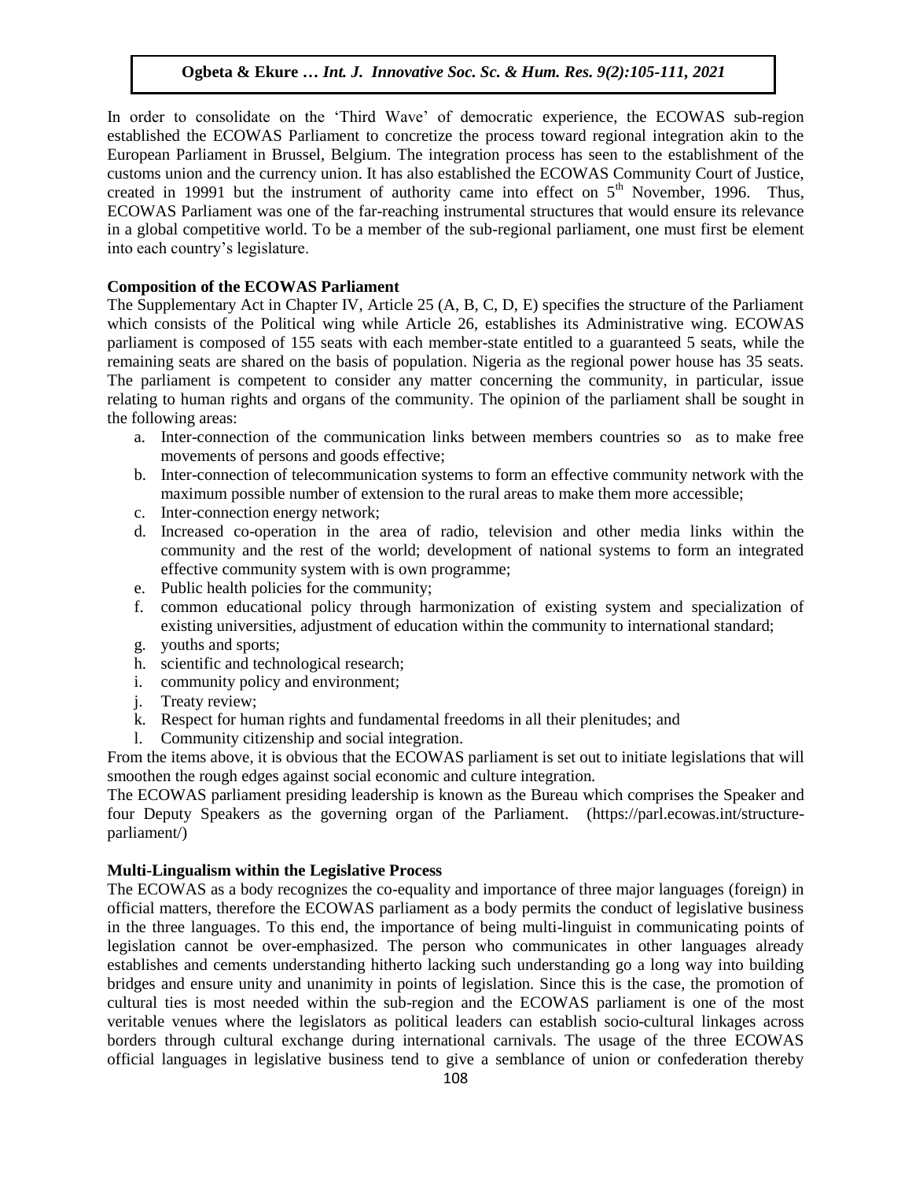In order to consolidate on the 'Third Wave' of democratic experience, the ECOWAS sub-region established the ECOWAS Parliament to concretize the process toward regional integration akin to the European Parliament in Brussel, Belgium. The integration process has seen to the establishment of the customs union and the currency union. It has also established the ECOWAS Community Court of Justice, created in 19991 but the instrument of authority came into effect on 5th November, 1996. Thus, ECOWAS Parliament was one of the far-reaching instrumental structures that would ensure its relevance in a global competitive world. To be a member of the sub-regional parliament, one must first be element into each country's legislature.

### Composition of the ECOWAS Parliament

The Supplementary Act in Chapter IV, Article 25 (A, B, C, D, E) specifies the structure of the Parliament which consists of the Political wing while Article 26, establishes its Administrative wing. ECOWAS parliament is composed of 155 seats with each member-state entitled to a guaranteed 5 seats, while the remaining seats are shared on the basis of population. Nigeria as the regional power house has 35 seats. The parliament is competent to consider any matter concerning the community, in particular, issue relating to human rights and organs of the community. The opinion of the parliament shall be sought in the following areas:

a. Inter-connection of the communication links between members countries so as to make free movements of persons and goods effective;
b. Inter-connection of telecommunication systems to form an effective community network with the maximum possible number of extension to the rural areas to make them more accessible;
c. Inter-connection energy network;
d. Increased co-operation in the area of radio, television and other media links within the community and the rest of the world; development of national systems to form an integrated effective community system with is own programme;
e. Public health policies for the community;
f. common educational policy through harmonization of existing system and specialization of existing universities, adjustment of education within the community to international standard;
g. youths and sports;
h. scientific and technological research;
i. community policy and environment;
j. Treaty review;
k. Respect for human rights and fundamental freedoms in all their plenitudes; and
l. Community citizenship and social integration.

From the items above, it is obvious that the ECOWAS parliament is set out to initiate legislations that will smoothen the rough edges against social economic and culture integration.

The ECOWAS parliament presiding leadership is known as the Bureau which comprises the Speaker and four Deputy Speakers as the governing organ of the Parliament. (https://parl.ecowas.int/structure-parliament/)

### Multi-Lingualism within the Legislative Process

The ECOWAS as a body recognizes the co-equality and importance of three major languages (foreign) in official matters, therefore the ECOWAS parliament as a body permits the conduct of legislative business in the three languages. To this end, the importance of being multi-linguist in communicating points of legislation cannot be over-emphasized. The person who communicates in other languages already establishes and cements understanding hitherto lacking such understanding go a long way into building bridges and ensure unity and unanimity in points of legislation. Since this is the case, the promotion of cultural ties is most needed within the sub-region and the ECOWAS parliament is one of the most veritable venues where the legislators as political leaders can establish socio-cultural linkages across borders through cultural exchange during international carnivals. The usage of the three ECOWAS official languages in legislative business tend to give a semblance of union or confederation thereby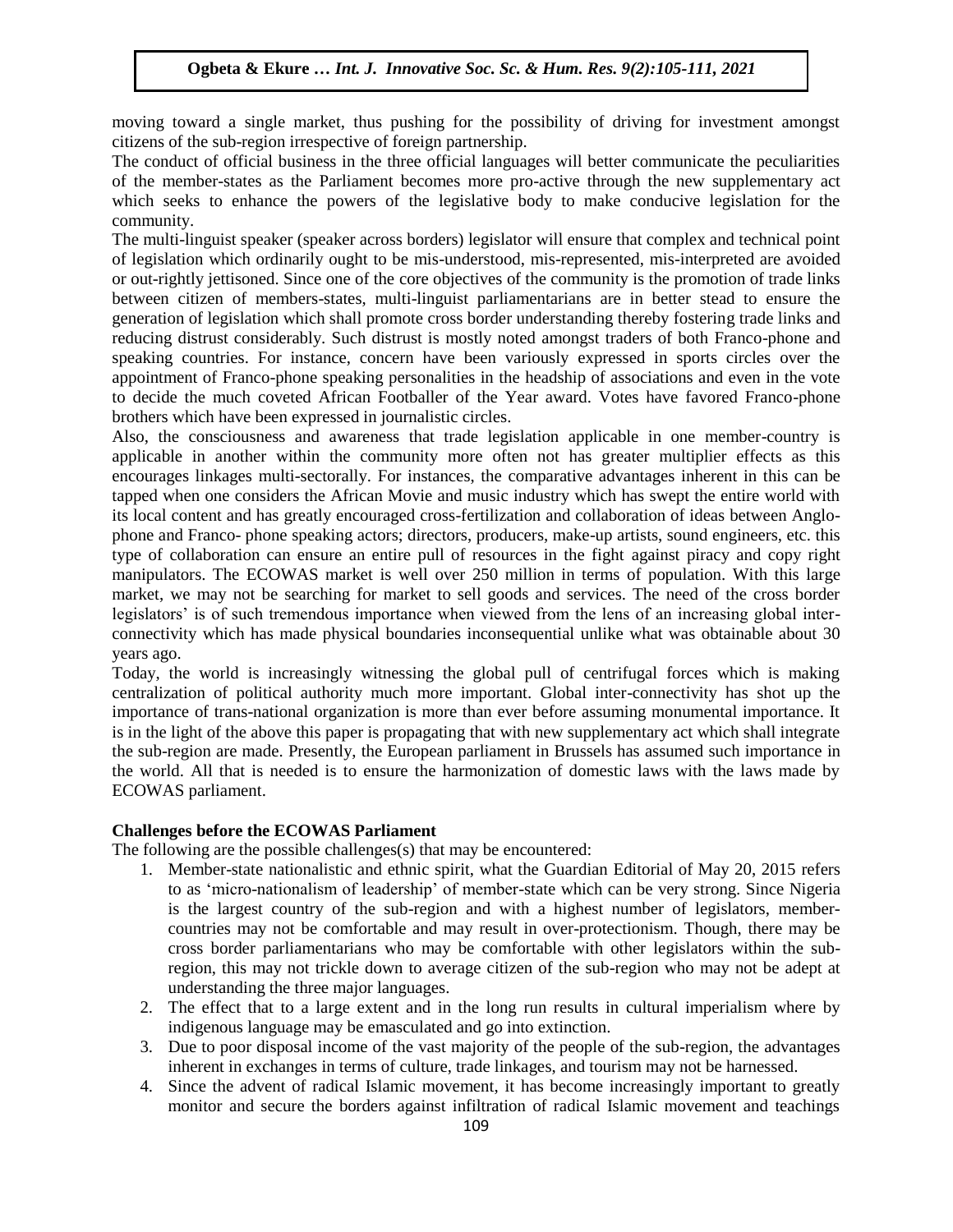moving toward a single market, thus pushing for the possibility of driving for investment amongst citizens of the sub-region irrespective of foreign partnership.

The conduct of official business in the three official languages will better communicate the peculiarities of the member-states as the Parliament becomes more pro-active through the new supplementary act which seeks to enhance the powers of the legislative body to make conducive legislation for the community.

The multi-linguist speaker (speaker across borders) legislator will ensure that complex and technical point of legislation which ordinarily ought to be mis-understood, mis-represented, mis-interpreted are avoided or out-rightly jettisoned. Since one of the core objectives of the community is the promotion of trade links between citizen of members-states, multi-linguist parliamentarians are in better stead to ensure the generation of legislation which shall promote cross border understanding thereby fostering trade links and reducing distrust considerably. Such distrust is mostly noted amongst traders of both Franco-phone and speaking countries. For instance, concern have been variously expressed in sports circles over the appointment of Franco-phone speaking personalities in the headship of associations and even in the vote to decide the much coveted African Footballer of the Year award. Votes have favored Franco-phone brothers which have been expressed in journalistic circles.

Also, the consciousness and awareness that trade legislation applicable in one member-country is applicable in another within the community more often not has greater multiplier effects as this encourages linkages multi-sectorally. For instances, the comparative advantages inherent in this can be tapped when one considers the African Movie and music industry which has swept the entire world with its local content and has greatly encouraged cross-fertilization and collaboration of ideas between Anglo-phone and Franco- phone speaking actors; directors, producers, make-up artists, sound engineers, etc. this type of collaboration can ensure an entire pull of resources in the fight against piracy and copy right manipulators. The ECOWAS market is well over 250 million in terms of population. With this large market, we may not be searching for market to sell goods and services. The need of the cross border legislators' is of such tremendous importance when viewed from the lens of an increasing global inter-connectivity which has made physical boundaries inconsequential unlike what was obtainable about 30 years ago.

Today, the world is increasingly witnessing the global pull of centrifugal forces which is making centralization of political authority much more important. Global inter-connectivity has shot up the importance of trans-national organization is more than ever before assuming monumental importance. It is in the light of the above this paper is propagating that with new supplementary act which shall integrate the sub-region are made. Presently, the European parliament in Brussels has assumed such importance in the world. All that is needed is to ensure the harmonization of domestic laws with the laws made by ECOWAS parliament.

**Challenges before the ECOWAS Parliament**

The following are the possible challenges(s) that may be encountered:

1. Member-state nationalistic and ethnic spirit, what the Guardian Editorial of May 20, 2015 refers to as 'micro-nationalism of leadership' of member-state which can be very strong. Since Nigeria is the largest country of the sub-region and with a highest number of legislators, member-countries may not be comfortable and may result in over-protectionism. Though, there may be cross border parliamentarians who may be comfortable with other legislators within the sub-region, this may not trickle down to average citizen of the sub-region who may not be adept at understanding the three major languages.
2. The effect that to a large extent and in the long run results in cultural imperialism where by indigenous language may be emasculated and go into extinction.
3. Due to poor disposal income of the vast majority of the people of the sub-region, the advantages inherent in exchanges in terms of culture, trade linkages, and tourism may not be harnessed.
4. Since the advent of radical Islamic movement, it has become increasingly important to greatly monitor and secure the borders against infiltration of radical Islamic movement and teachings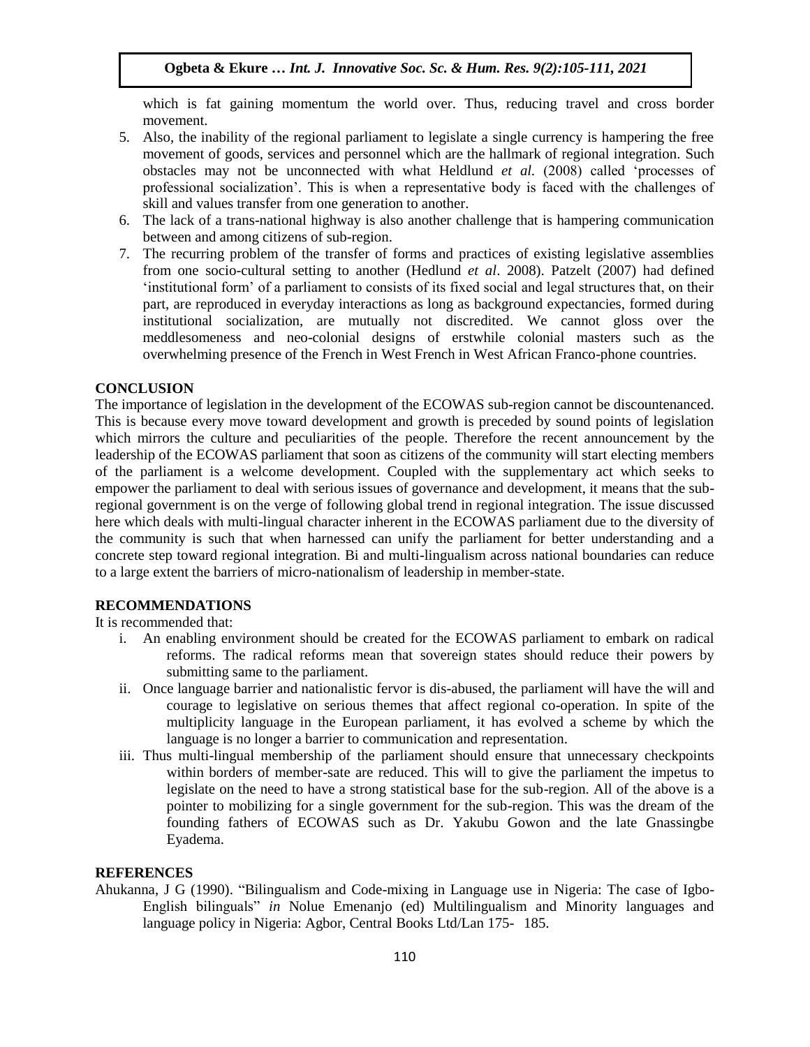which is fat gaining momentum the world over. Thus, reducing travel and cross border movement.

5. Also, the inability of the regional parliament to legislate a single currency is hampering the free movement of goods, services and personnel which are the hallmark of regional integration. Such obstacles may not be unconnected with what Heldlund *et al.* (2008) called 'processes of professional socialization'. This is when a representative body is faced with the challenges of skill and values transfer from one generation to another.
6. The lack of a trans-national highway is also another challenge that is hampering communication between and among citizens of sub-region.
7. The recurring problem of the transfer of forms and practices of existing legislative assemblies from one socio-cultural setting to another (Hedlund *et al*. 2008). Patzelt (2007) had defined 'institutional form' of a parliament to consists of its fixed social and legal structures that, on their part, are reproduced in everyday interactions as long as background expectancies, formed during institutional socialization, are mutually not discredited. We cannot gloss over the meddlesomeness and neo-colonial designs of erstwhile colonial masters such as the overwhelming presence of the French in West French in West African Franco-phone countries.

## CONCLUSION

The importance of legislation in the development of the ECOWAS sub-region cannot be discountenanced. This is because every move toward development and growth is preceded by sound points of legislation which mirrors the culture and peculiarities of the people. Therefore the recent announcement by the leadership of the ECOWAS parliament that soon as citizens of the community will start electing members of the parliament is a welcome development. Coupled with the supplementary act which seeks to empower the parliament to deal with serious issues of governance and development, it means that the sub-regional government is on the verge of following global trend in regional integration. The issue discussed here which deals with multi-lingual character inherent in the ECOWAS parliament due to the diversity of the community is such that when harnessed can unify the parliament for better understanding and a concrete step toward regional integration. Bi and multi-lingualism across national boundaries can reduce to a large extent the barriers of micro-nationalism of leadership in member-state.

## RECOMMENDATIONS

It is recommended that:

i. An enabling environment should be created for the ECOWAS parliament to embark on radical reforms. The radical reforms mean that sovereign states should reduce their powers by submitting same to the parliament.
ii. Once language barrier and nationalistic fervor is dis-abused, the parliament will have the will and courage to legislative on serious themes that affect regional co-operation. In spite of the multiplicity language in the European parliament, it has evolved a scheme by which the language is no longer a barrier to communication and representation.
iii. Thus multi-lingual membership of the parliament should ensure that unnecessary checkpoints within borders of member-sate are reduced. This will to give the parliament the impetus to legislate on the need to have a strong statistical base for the sub-region. All of the above is a pointer to mobilizing for a single government for the sub-region. This was the dream of the founding fathers of ECOWAS such as Dr. Yakubu Gowon and the late Gnassingbe Eyadema.

## REFERENCES

Ahukanna, J G (1990). "Bilingualism and Code-mixing in Language use in Nigeria: The case of Igbo-English bilinguals" *in* Nolue Emenanjo (ed) Multilingualism and Minority languages and language policy in Nigeria: Agbor, Central Books Ltd/Lan 175- 185.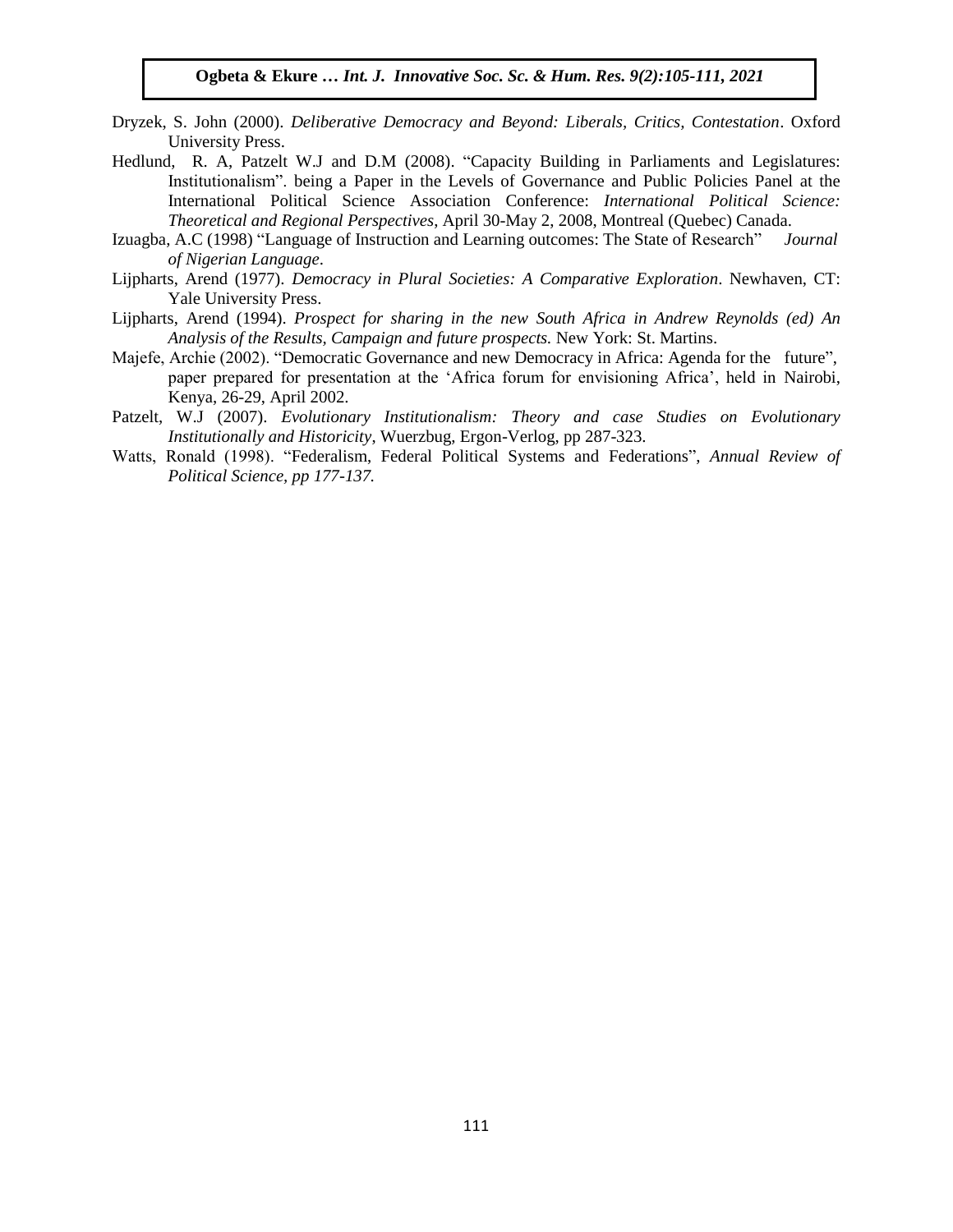Dryzek, S. John (2000). *Deliberative Democracy and Beyond: Liberals, Critics, Contestation*. Oxford University Press.

Hedlund, R. A, Patzelt W.J and D.M (2008). "Capacity Building in Parliaments and Legislatures: Institutionalism". being a Paper in the Levels of Governance and Public Policies Panel at the International Political Science Association Conference: *International Political Science: Theoretical and Regional Perspectives*, April 30-May 2, 2008, Montreal (Quebec) Canada.

Izuagba, A.C (1998) "Language of Instruction and Learning outcomes: The State of Research" *Journal of Nigerian Language*.

Lijpharts, Arend (1977). *Democracy in Plural Societies: A Comparative Exploration*. Newhaven, CT: Yale University Press.

Lijpharts, Arend (1994). *Prospect for sharing in the new South Africa in Andrew Reynolds (ed) An Analysis of the Results, Campaign and future prospects.* New York: St. Martins.

Majefe, Archie (2002). "Democratic Governance and new Democracy in Africa: Agenda for the future", paper prepared for presentation at the 'Africa forum for envisioning Africa', held in Nairobi, Kenya, 26-29, April 2002.

Patzelt, W.J (2007). *Evolutionary Institutionalism: Theory and case Studies on Evolutionary Institutionally and Historicity*, Wuerzbug, Ergon-Verlog, pp 287-323.

Watts, Ronald (1998). "Federalism, Federal Political Systems and Federations", *Annual Review of Political Science, pp 177-137.*